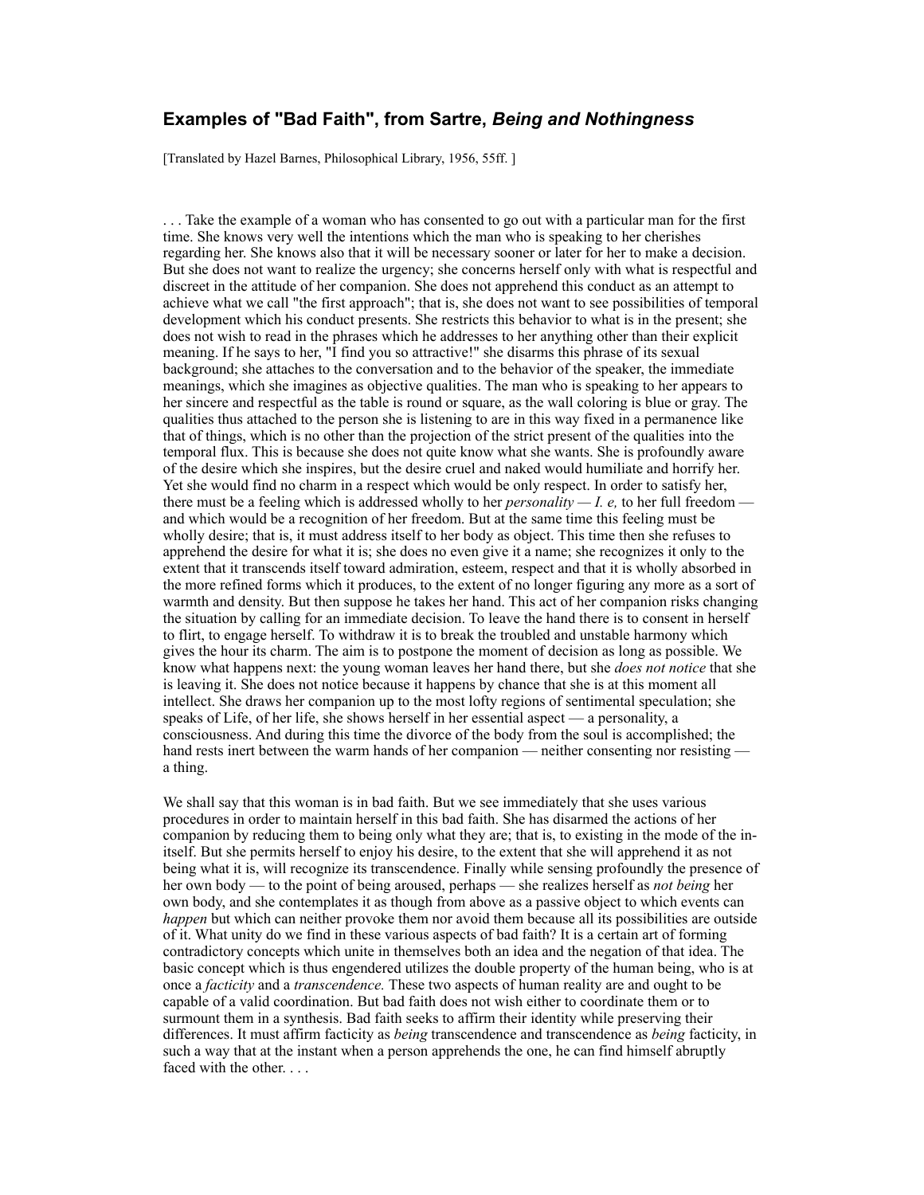## Examples of "Bad Faith", from Sartre, *Being and Nothingness*

[Translated by Hazel Barnes, Philosophical Library, 1956, 55ff. ]

. . . Take the example of a woman who has consented to go out with a particular man for the first time. She knows very well the intentions which the man who is speaking to her cherishes regarding her. She knows also that it will be necessary sooner or later for her to make a decision. But she does not want to realize the urgency; she concerns herself only with what is respectful and discreet in the attitude of her companion. She does not apprehend this conduct as an attempt to achieve what we call "the first approach"; that is, she does not want to see possibilities of temporal development which his conduct presents. She restricts this behavior to what is in the present; she does not wish to read in the phrases which he addresses to her anything other than their explicit meaning. If he says to her, "I find you so attractive!" she disarms this phrase of its sexual background; she attaches to the conversation and to the behavior of the speaker, the immediate meanings, which she imagines as objective qualities. The man who is speaking to her appears to her sincere and respectful as the table is round or square, as the wall coloring is blue or gray. The qualities thus attached to the person she is listening to are in this way fixed in a permanence like that of things, which is no other than the projection of the strict present of the qualities into the temporal flux. This is because she does not quite know what she wants. She is profoundly aware of the desire which she inspires, but the desire cruel and naked would humiliate and horrify her. Yet she would find no charm in a respect which would be only respect. In order to satisfy her, there must be a feeling which is addressed wholly to her *personality — I. e,* to her full freedom — and which would be a recognition of her freedom. But at the same time this feeling must be wholly desire; that is, it must address itself to her body as object. This time then she refuses to apprehend the desire for what it is; she does no even give it a name; she recognizes it only to the extent that it transcends itself toward admiration, esteem, respect and that it is wholly absorbed in the more refined forms which it produces, to the extent of no longer figuring any more as a sort of warmth and density. But then suppose he takes her hand. This act of her companion risks changing the situation by calling for an immediate decision. To leave the hand there is to consent in herself to flirt, to engage herself. To withdraw it is to break the troubled and unstable harmony which gives the hour its charm. The aim is to postpone the moment of decision as long as possible. We know what happens next: the young woman leaves her hand there, but she *does not notice* that she is leaving it. She does not notice because it happens by chance that she is at this moment all intellect. She draws her companion up to the most lofty regions of sentimental speculation; she speaks of Life, of her life, she shows herself in her essential aspect — a personality, a consciousness. And during this time the divorce of the body from the soul is accomplished; the hand rests inert between the warm hands of her companion — neither consenting nor resisting — a thing.

We shall say that this woman is in bad faith. But we see immediately that she uses various procedures in order to maintain herself in this bad faith. She has disarmed the actions of her companion by reducing them to being only what they are; that is, to existing in the mode of the in-itself. But she permits herself to enjoy his desire, to the extent that she will apprehend it as not being what it is, will recognize its transcendence. Finally while sensing profoundly the presence of her own body — to the point of being aroused, perhaps — she realizes herself as *not being* her own body, and she contemplates it as though from above as a passive object to which events can *happen* but which can neither provoke them nor avoid them because all its possibilities are outside of it. What unity do we find in these various aspects of bad faith? It is a certain art of forming contradictory concepts which unite in themselves both an idea and the negation of that idea. The basic concept which is thus engendered utilizes the double property of the human being, who is at once a *facticity* and a *transcendence.* These two aspects of human reality are and ought to be capable of a valid coordination. But bad faith does not wish either to coordinate them or to surmount them in a synthesis. Bad faith seeks to affirm their identity while preserving their differences. It must affirm facticity as *being* transcendence and transcendence as *being* facticity, in such a way that at the instant when a person apprehends the one, he can find himself abruptly faced with the other. . . .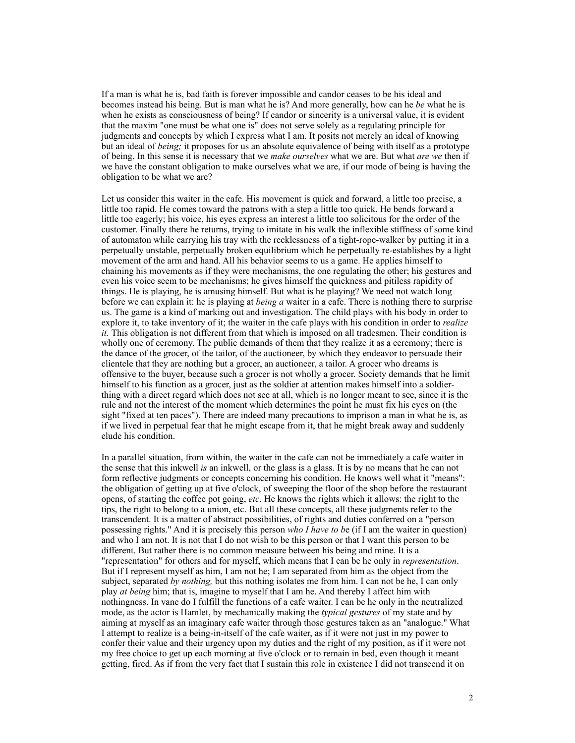If a man is what he is, bad faith is forever impossible and candor ceases to be his ideal and becomes instead his being. But is man what he is? And more generally, how can he *be* what he is when he exists as consciousness of being? If candor or sincerity is a universal value, it is evident that the maxim "one must be what one is" does not serve solely as a regulating principle for judgments and concepts by which I express what I am. It posits not merely an ideal of knowing but an ideal of *being;* it proposes for us an absolute equivalence of being with itself as a prototype of being. In this sense it is necessary that we *make ourselves* what we are. But what *are we* then if we have the constant obligation to make ourselves what we are, if our mode of being is having the obligation to be what we are?

Let us consider this waiter in the cafe. His movement is quick and forward, a little too precise, a little too rapid. He comes toward the patrons with a step a little too quick. He bends forward a little too eagerly; his voice, his eyes express an interest a little too solicitous for the order of the customer. Finally there he returns, trying to imitate in his walk the inflexible stiffness of some kind of automaton while carrying his tray with the recklessness of a tight-rope-walker by putting it in a perpetually unstable, perpetually broken equilibrium which he perpetually re-establishes by a light movement of the arm and hand. All his behavior seems to us a game. He applies himself to chaining his movements as if they were mechanisms, the one regulating the other; his gestures and even his voice seem to be mechanisms; he gives himself the quickness and pitiless rapidity of things. He is playing, he is amusing himself. But what is he playing? We need not watch long before we can explain it: he is playing at *being a* waiter in a cafe. There is nothing there to surprise us. The game is a kind of marking out and investigation. The child plays with his body in order to explore it, to take inventory of it; the waiter in the cafe plays with his condition in order to *realize it.* This obligation is not different from that which is imposed on all tradesmen. Their condition is wholly one of ceremony. The public demands of them that they realize it as a ceremony; there is the dance of the grocer, of the tailor, of the auctioneer, by which they endeavor to persuade their clientele that they are nothing but a grocer, an auctioneer, a tailor. A grocer who dreams is offensive to the buyer, because such a grocer is not wholly a grocer. Society demands that he limit himself to his function as a grocer, just as the soldier at attention makes himself into a soldier-thing with a direct regard which does not see at all, which is no longer meant to see, since it is the rule and not the interest of the moment which determines the point he must fix his eyes on (the sight "fixed at ten paces"). There are indeed many precautions to imprison a man in what he is, as if we lived in perpetual fear that he might escape from it, that he might break away and suddenly elude his condition.

In a parallel situation, from within, the waiter in the cafe can not be immediately a cafe waiter in the sense that this inkwell *is* an inkwell, or the glass is a glass. It is by no means that he can not form reflective judgments or concepts concerning his condition. He knows well what it "means": the obligation of getting up at five o'clock, of sweeping the floor of the shop before the restaurant opens, of starting the coffee pot going, *etc*. He knows the rights which it allows: the right to the tips, the right to belong to a union, etc. But all these concepts, all these judgments refer to the transcendent. It is a matter of abstract possibilities, of rights and duties conferred on a "person possessing rights." And it is precisely this person *who I have to b*e (if I am the waiter in question) and who I am not. It is not that I do not wish to be this person or that I want this person to be different. But rather there is no common measure between his being and mine. It is a "representation" for others and for myself, which means that I can be he only in *representation*. But if I represent myself as him, I am not he; I am separated from him as the object from the subject, separated *by nothing,* but this nothing isolates me from him. I can not be he, I can only play *at being* him; that is, imagine to myself that I am he. And thereby I affect him with nothingness. In vane do I fulfill the functions of a cafe waiter. I can be he only in the neutralized mode, as the actor is Hamlet, by mechanically making the *typical gestures* of my state and by aiming at myself as an imaginary cafe waiter through those gestures taken as an "analogue." What I attempt to realize is a being-in-itself of the cafe waiter, as if it were not just in my power to confer their value and their urgency upon my duties and the right of my position, as if it were not my free choice to get up each morning at five o'clock or to remain in bed, even though it meant getting, fired. As if from the very fact that I sustain this role in existence I did not transcend it on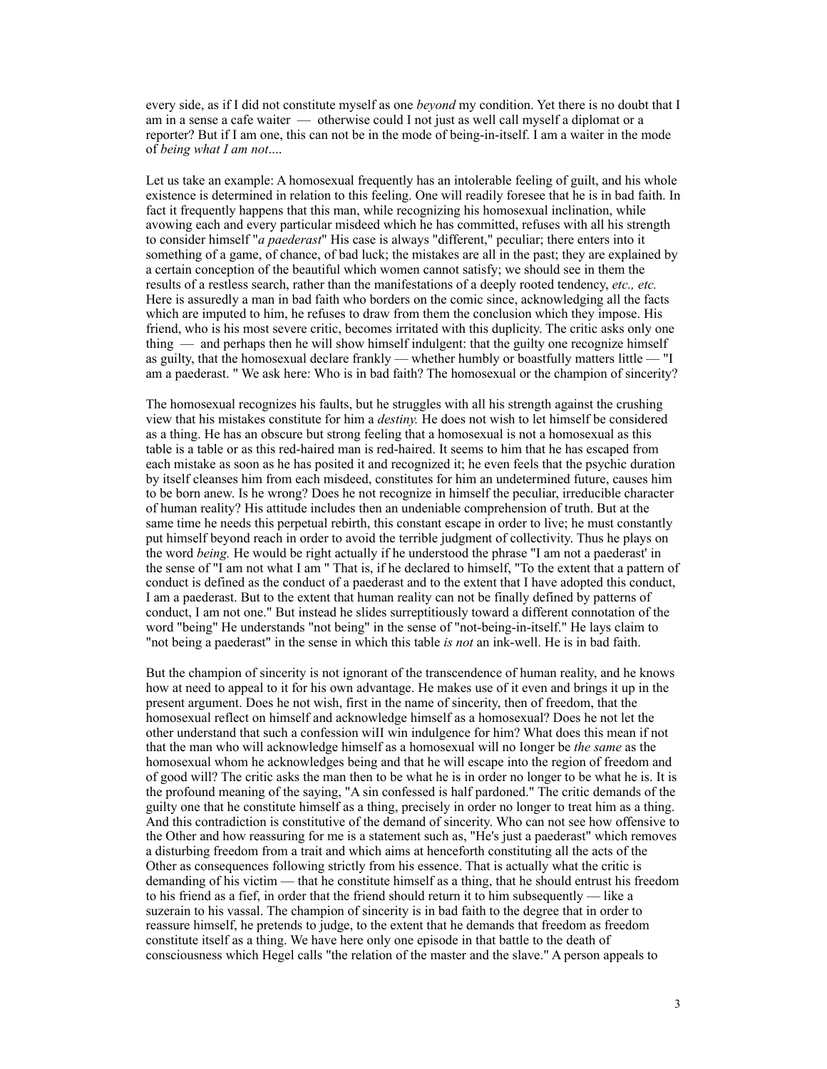every side, as if I did not constitute myself as one *beyond* my condition. Yet there is no doubt that I am in a sense a cafe waiter — otherwise could I not just as well call myself a diplomat or a reporter? But if I am one, this can not be in the mode of being-in-itself. I am a waiter in the mode of *being what I am not*....

Let us take an example: A homosexual frequently has an intolerable feeling of guilt, and his whole existence is determined in relation to this feeling. One will readily foresee that he is in bad faith. In fact it frequently happens that this man, while recognizing his homosexual inclination, while avowing each and every particular misdeed which he has committed, refuses with all his strength to consider himself "*a paederast*" His case is always "different," peculiar; there enters into it something of a game, of chance, of bad luck; the mistakes are all in the past; they are explained by a certain conception of the beautiful which women cannot satisfy; we should see in them the results of a restless search, rather than the manifestations of a deeply rooted tendency, *etc., etc.* Here is assuredly a man in bad faith who borders on the comic since, acknowledging all the facts which are imputed to him, he refuses to draw from them the conclusion which they impose. His friend, who is his most severe critic, becomes irritated with this duplicity. The critic asks only one thing — and perhaps then he will show himself indulgent: that the guilty one recognize himself as guilty, that the homosexual declare frankly — whether humbly or boastfully matters little — "I am a paederast. " We ask here: Who is in bad faith? The homosexual or the champion of sincerity?

The homosexual recognizes his faults, but he struggles with all his strength against the crushing view that his mistakes constitute for him a *destiny.* He does not wish to let himself be considered as a thing. He has an obscure but strong feeling that a homosexual is not a homosexual as this table is a table or as this red-haired man is red-haired. It seems to him that he has escaped from each mistake as soon as he has posited it and recognized it; he even feels that the psychic duration by itself cleanses him from each misdeed, constitutes for him an undetermined future, causes him to be born anew. Is he wrong? Does he not recognize in himself the peculiar, irreducible character of human reality? His attitude includes then an undeniable comprehension of truth. But at the same time he needs this perpetual rebirth, this constant escape in order to live; he must constantly put himself beyond reach in order to avoid the terrible judgment of collectivity. Thus he plays on the word *being.* He would be right actually if he understood the phrase "I am not a paederast' in the sense of "I am not what I am " That is, if he declared to himself, "To the extent that a pattern of conduct is defined as the conduct of a paederast and to the extent that I have adopted this conduct, I am a paederast. But to the extent that human reality can not be finally defined by patterns of conduct, I am not one." But instead he slides surreptitiously toward a different connotation of the word "being" He understands "not being" in the sense of "not-being-in-itself." He lays claim to "not being a paederast" in the sense in which this table *is not* an ink-well. He is in bad faith.

But the champion of sincerity is not ignorant of the transcendence of human reality, and he knows how at need to appeal to it for his own advantage. He makes use of it even and brings it up in the present argument. Does he not wish, first in the name of sincerity, then of freedom, that the homosexual reflect on himself and acknowledge himself as a homosexual? Does he not let the other understand that such a confession wiII win indulgence for him? What does this mean if not that the man who will acknowledge himself as a homosexual will no Ionger be *the same* as the homosexual whom he acknowledges being and that he will escape into the region of freedom and of good will? The critic asks the man then to be what he is in order no longer to be what he is. It is the profound meaning of the saying, "A sin confessed is half pardoned." The critic demands of the guilty one that he constitute himself as a thing, precisely in order no longer to treat him as a thing. And this contradiction is constitutive of the demand of sincerity. Who can not see how offensive to the Other and how reassuring for me is a statement such as, "He's just a paederast" which removes a disturbing freedom from a trait and which aims at henceforth constituting all the acts of the Other as consequences following strictly from his essence. That is actually what the critic is demanding of his victim — that he constitute himself as a thing, that he should entrust his freedom to his friend as a fief, in order that the friend should return it to him subsequently — like a suzerain to his vassal. The champion of sincerity is in bad faith to the degree that in order to reassure himself, he pretends to judge, to the extent that he demands that freedom as freedom constitute itself as a thing. We have here only one episode in that battle to the death of consciousness which Hegel calls "the relation of the master and the slave." A person appeals to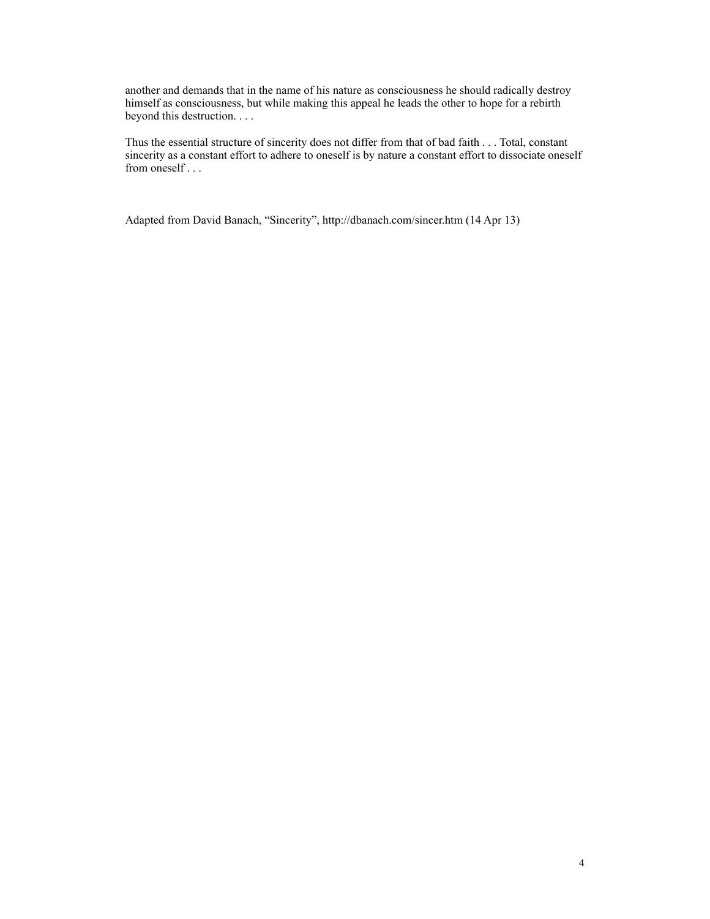another and demands that in the name of his nature as consciousness he should radically destroy himself as consciousness, but while making this appeal he leads the other to hope for a rebirth beyond this destruction. . . .

Thus the essential structure of sincerity does not differ from that of bad faith . . . Total, constant sincerity as a constant effort to adhere to oneself is by nature a constant effort to dissociate oneself from oneself . . .

Adapted from David Banach, "Sincerity", http://dbanach.com/sincer.htm (14 Apr 13)